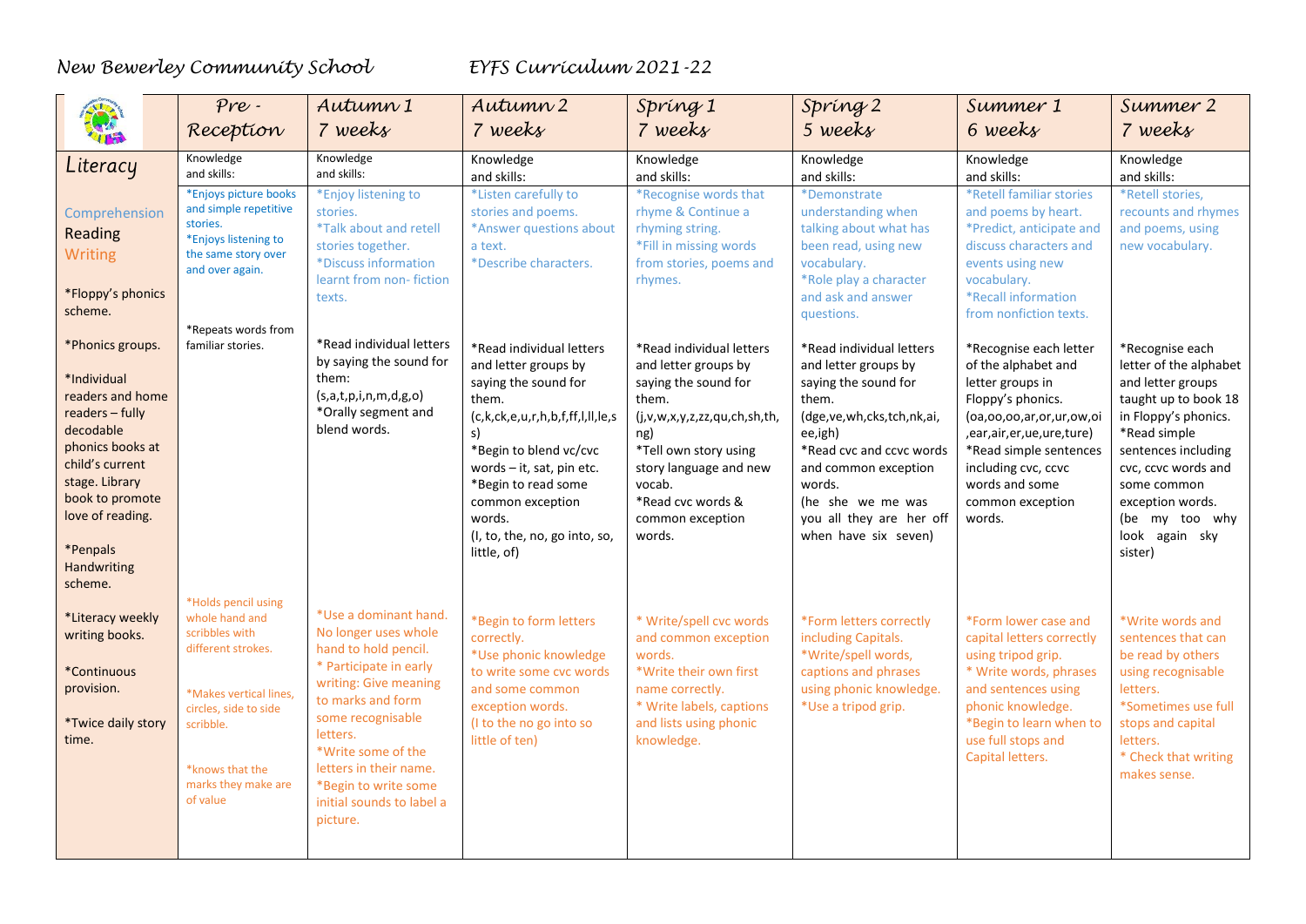New Bewerley Community School EYFS Curriculum 2021-22

| | Pre - Reception | Autumn 1 7 weeks | Autumn 2 7 weeks | Spring 1 7 weeks | Spring 2 5 weeks | Summer 1 6 weeks | Summer 2 7 weeks |
|---|---|---|---|---|---|---|---|
| Literacy | Knowledge and skills: | Knowledge and skills: | Knowledge and skills: | Knowledge and skills: | Knowledge and skills: | Knowledge and skills: | Knowledge and skills: |
| Comprehension Reading Writing<br><br>*Floppy's phonics scheme.<br><br>*Phonics groups.<br><br>*Individual readers and home readers – fully decodable phonics books at child's current stage. Library book to promote love of reading.<br><br>*Penpals Handwriting scheme.<br><br>*Literacy weekly writing books.<br><br>*Continuous provision.<br><br>*Twice daily story time. | *Enjoys picture books and simple repetitive stories.<br>*Enjoys listening to the same story over and over again.<br><br>*Repeats words from familiar stories.<br><br>*Holds pencil using whole hand and scribbles with different strokes.<br><br>*Makes vertical lines, circles, side to side scribble.<br><br>*knows that the marks they make are of value | *Enjoy listening to stories.<br>*Talk about and retell stories together.<br>*Discuss information learnt from non- fiction texts.<br><br>*Read individual letters by saying the sound for them: (s,a,t,p,i,n,m,d,g,o)<br>*Orally segment and blend words.<br><br>*Use a dominant hand. No longer uses whole hand to hold pencil.<br>* Participate in early writing: Give meaning to marks and form some recognisable letters.<br>*Write some of the letters in their name.<br>*Begin to write some initial sounds to label a picture. | *Listen carefully to stories and poems.<br>*Answer questions about a text.<br>*Describe characters.<br><br>*Read individual letters and letter groups by saying the sound for them. (c,k,ck,e,u,r,h,b,f,ff,l,ll,le,s s)<br>*Begin to blend vc/cvc words – it, sat, pin etc.<br>*Begin to read some common exception words. (I, to, the, no, go into, so, little, of)<br><br>*Begin to form letters correctly.<br>*Use phonic knowledge to write some cvc words and some common exception words. (I to the no go into so little of ten) | *Recognise words that rhyme & Continue a rhyming string.<br>*Fill in missing words from stories, poems and rhymes.<br><br>*Read individual letters and letter groups by saying the sound for them. (j,v,w,x,y,z,zz,qu,ch,sh,th, ng)<br>*Tell own story using story language and new vocab.<br>*Read cvc words & common exception words.<br><br>* Write/spell cvc words and common exception words.<br>*Write their own first name correctly.<br>* Write labels, captions and lists using phonic knowledge. | *Demonstrate understanding when talking about what has been read, using new vocabulary.<br>*Role play a character and ask and answer questions.<br><br>*Read individual letters and letter groups by saying the sound for them. (dge,ve,wh,cks,tch,nk,ai, ee,igh)<br>*Read cvc and ccvc words and common exception words. (he she we me was you all they are her off when have six seven)<br><br>*Form letters correctly including Capitals.<br>*Write/spell words, captions and phrases using phonic knowledge.<br>*Use a tripod grip. | *Retell familiar stories and poems by heart.<br>*Predict, anticipate and discuss characters and events using new vocabulary.<br>*Recall information from nonfiction texts.<br><br>*Recognise each letter of the alphabet and letter groups in Floppy's phonics. (oa,oo,oo,ar,or,ur,ow,oi ,ear,air,er,ue,ure,ture)<br>*Read simple sentences including cvc, ccvc words and some common exception words.<br><br>*Form lower case and capital letters correctly using tripod grip.<br>* Write words, phrases and sentences using phonic knowledge.<br>*Begin to learn when to use full stops and Capital letters. | *Retell stories, recounts and rhymes and poems, using new vocabulary.<br><br>*Recognise each letter of the alphabet and letter groups taught up to book 18 in Floppy's phonics.<br>*Read simple sentences including cvc, ccvc words and some common exception words. (be my too why look again sky sister)<br><br>*Write words and sentences that can be read by others using recognisable letters.<br>*Sometimes use full stops and capital letters.<br>* Check that writing makes sense. |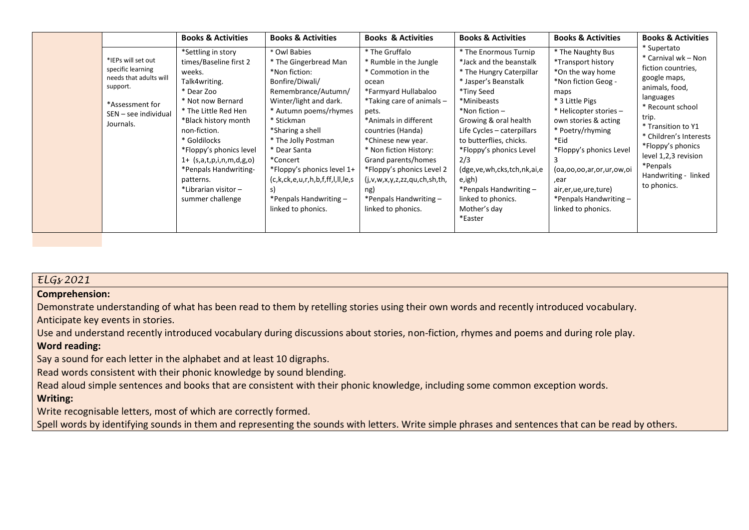| | | Books & Activities | Books & Activities | Books & Activities | Books & Activities | Books & Activities | Books & Activities |
|---|---|---|---|---|---|---|---|
| | *IEPs will set out specific learning needs that adults will support.<br><br>*Assessment for SEN – see individual Journals. | *Settling in story times/Baseline first 2 weeks.<br>Talk4writing.<br>* Dear Zoo<br>* Not now Bernard<br>* The Little Red Hen<br>*Black history month non-fiction.<br>* Goldilocks<br>*Floppy's phonics level 1+ (s,a,t,p,i,n,m,d,g,o)<br>*Penpals Handwriting-patterns.<br>*Librarian visitor – summer challenge | * Owl Babies<br>* The Gingerbread Man<br>*Non fiction: Bonfire/Diwali/ Remembrance/Autumn/ Winter/light and dark.<br>* Autumn poems/rhymes<br>* Stickman<br>*Sharing a shell<br>* The Jolly Postman<br>* Dear Santa<br>*Concert<br>*Floppy's phonics level 1+ (c,k,ck,e,u,r,h,b,f,ff,l,ll,le,s s)<br>*Penpals Handwriting – linked to phonics. | * The Gruffalo<br>* Rumble in the Jungle<br>* Commotion in the ocean<br>*Farmyard Hullabaloo<br>*Taking care of animals – pets.<br>*Animals in different countries (Handa)<br>*Chinese new year.<br>* Non fiction History: Grand parents/homes<br>*Floppy's phonics Level 2 (j,v,w,x,y,z,zz,qu,ch,sh,th, ng)<br>*Penpals Handwriting – linked to phonics. | * The Enormous Turnip<br>*Jack and the beanstalk<br>* The Hungry Caterpillar<br>* Jasper's Beanstalk<br>*Tiny Seed<br>*Minibeasts<br>*Non fiction – Growing & oral health Life Cycles – caterpillars to butterflies, chicks.<br>*Floppy's phonics Level 2/3 (dge,ve,wh,cks,tch,nk,ai,e e,igh)<br>*Penpals Handwriting – linked to phonics.<br>Mother's day<br>*Easter | * The Naughty Bus<br>*Transport history<br>*On the way home<br>*Non fiction Geog - maps<br>* 3 Little Pigs<br>* Helicopter stories – own stories & acting<br>* Poetry/rhyming<br>*Eid<br>*Floppy's phonics Level 3<br>(oa,oo,oo,ar,or,ur,ow,oi ,ear air,er,ue,ure,ture)<br>*Penpals Handwriting – linked to phonics. | * Supertato<br>* Carnival wk – Non fiction countries, google maps, animals, food, languages<br>* Recount school trip.<br>* Transition to Y1<br>* Children's Interests<br>*Floppy's phonics level 1,2,3 revision<br>*Penpals Handwriting - linked to phonics. |

*ELGs 2021*

**Comprehension:**

Demonstrate understanding of what has been read to them by retelling stories using their own words and recently introduced vocabulary.

Anticipate key events in stories.

Use and understand recently introduced vocabulary during discussions about stories, non-fiction, rhymes and poems and during role play.

**Word reading:**

Say a sound for each letter in the alphabet and at least 10 digraphs.

Read words consistent with their phonic knowledge by sound blending.

Read aloud simple sentences and books that are consistent with their phonic knowledge, including some common exception words.

**Writing:**

Write recognisable letters, most of which are correctly formed.

Spell words by identifying sounds in them and representing the sounds with letters. Write simple phrases and sentences that can be read by others.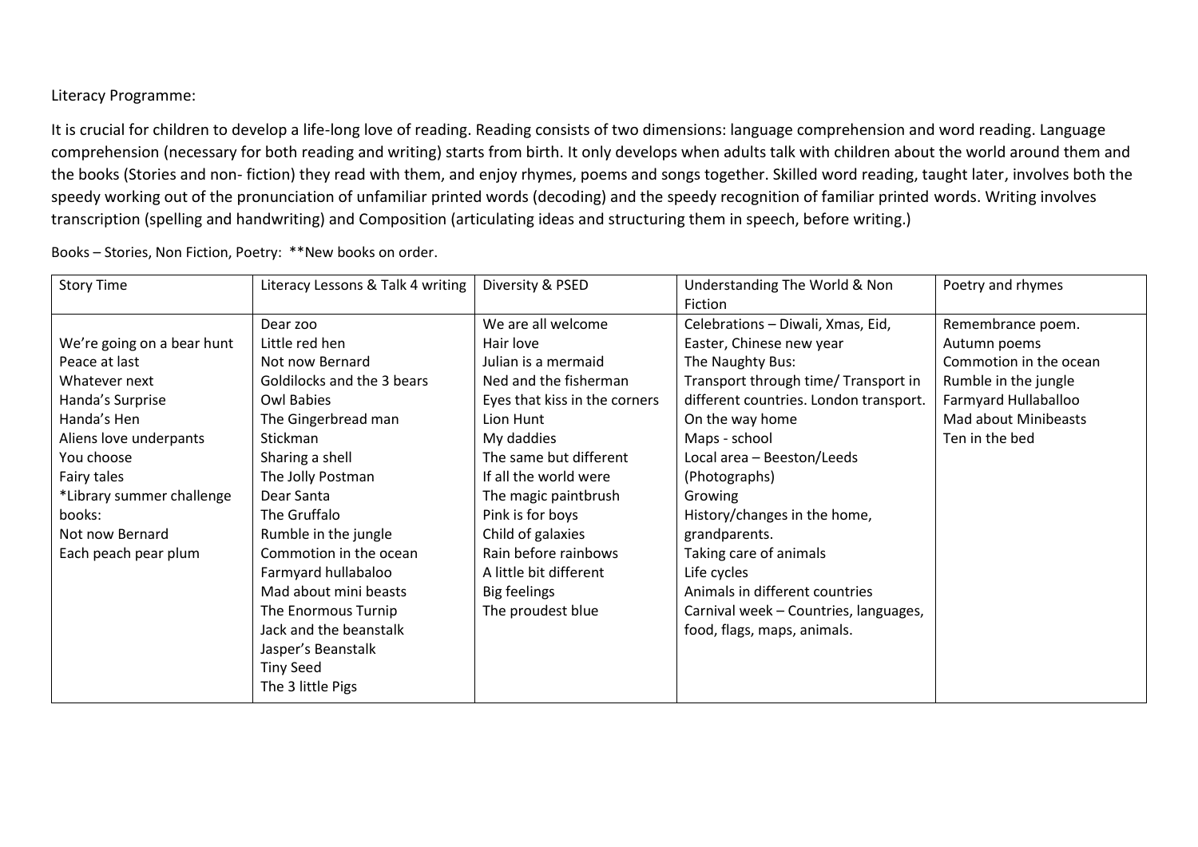Literacy Programme:

It is crucial for children to develop a life-long love of reading. Reading consists of two dimensions: language comprehension and word reading. Language comprehension (necessary for both reading and writing) starts from birth. It only develops when adults talk with children about the world around them and the books (Stories and non- fiction) they read with them, and enjoy rhymes, poems and songs together. Skilled word reading, taught later, involves both the speedy working out of the pronunciation of unfamiliar printed words (decoding) and the speedy recognition of familiar printed words. Writing involves transcription (spelling and handwriting) and Composition (articulating ideas and structuring them in speech, before writing.)

Books – Stories, Non Fiction, Poetry: **New books on order.

| Story Time | Literacy Lessons & Talk 4 writing | Diversity & PSED | Understanding The World & Non Fiction | Poetry and rhymes |
|---|---|---|---|---|
| <br>We're going on a bear hunt<br>Peace at last<br>Whatever next<br>Handa's Surprise<br>Handa's Hen<br>Aliens love underpants<br>You choose<br>Fairy tales<br>*Library summer challenge books:<br>Not now Bernard<br>Each peach pear plum | Dear zoo<br>Little red hen<br>Not now Bernard<br>Goldilocks and the 3 bears<br>Owl Babies<br>The Gingerbread man<br>Stickman<br>Sharing a shell<br>The Jolly Postman<br>Dear Santa<br>The Gruffalo<br>Rumble in the jungle<br>Commotion in the ocean<br>Farmyard hullabaloo<br>Mad about mini beasts<br>The Enormous Turnip<br>Jack and the beanstalk<br>Jasper's Beanstalk<br>Tiny Seed<br>The 3 little Pigs | We are all welcome<br>Hair love<br>Julian is a mermaid<br>Ned and the fisherman<br>Eyes that kiss in the corners<br>Lion Hunt<br>My daddies<br>The same but different<br>If all the world were<br>The magic paintbrush<br>Pink is for boys<br>Child of galaxies<br>Rain before rainbows<br>A little bit different<br>Big feelings<br>The proudest blue | Celebrations – Diwali, Xmas, Eid, Easter, Chinese new year<br>The Naughty Bus:<br>Transport through time/ Transport in different countries. London transport.<br>On the way home<br>Maps - school<br>Local area – Beeston/Leeds (Photographs)<br>Growing<br>History/changes in the home, grandparents.<br>Taking care of animals<br>Life cycles<br>Animals in different countries<br>Carnival week – Countries, languages, food, flags, maps, animals. | Remembrance poem.<br>Autumn poems<br>Commotion in the ocean<br>Rumble in the jungle<br>Farmyard Hullaballoo<br>Mad about Minibeasts<br>Ten in the bed |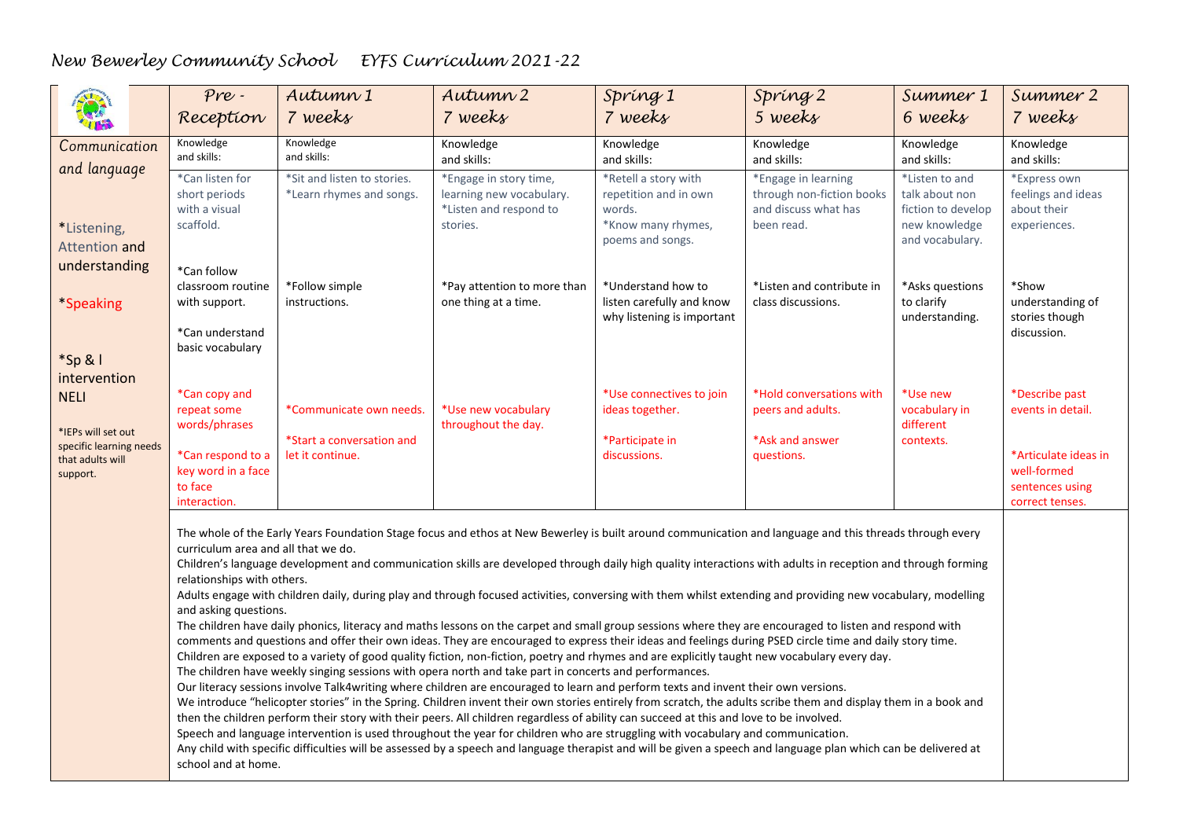# New Bewerley Community School EYFS Curriculum 2021-22

| | Pre - Reception | Autumn 1 7 weeks | Autumn 2 7 weeks | Spring 1 7 weeks | Spring 2 5 weeks | Summer 1 6 weeks | Summer 2 7 weeks |
|---|---|---|---|---|---|---|---|
| Communication and language | Knowledge and skills: | Knowledge and skills: | Knowledge and skills: | Knowledge and skills: | Knowledge and skills: | Knowledge and skills: | Knowledge and skills: |
| *Listening, Attention and understanding | *Can listen for short periods with a visual scaffold. | *Sit and listen to stories. *Learn rhymes and songs. | *Engage in story time, learning new vocabulary. *Listen and respond to stories. | *Retell a story with repetition and in own words. *Know many rhymes, poems and songs. | *Engage in learning through non-fiction books and discuss what has been read. | *Listen to and talk about non fiction to develop new knowledge and vocabulary. | *Express own feelings and ideas about their experiences. |
| | *Can follow classroom routine with support. *Can understand basic vocabulary | *Follow simple instructions. | *Pay attention to more than one thing at a time. | *Understand how to listen carefully and know why listening is important | *Listen and contribute in class discussions. | *Asks questions to clarify understanding. | *Show understanding of stories though discussion. |
| *Speaking | *Can copy and repeat some words/phrases *Can respond to a key word in a face to face interaction. | *Communicate own needs. *Start a conversation and let it continue. | *Use new vocabulary throughout the day. | *Use connectives to join ideas together. *Participate in discussions. | *Hold conversations with peers and adults. *Ask and answer questions. | *Use new vocabulary in different contexts. | *Describe past events in detail. *Articulate ideas in well-formed sentences using correct tenses. |
| *Sp & l intervention NELI *IEPs will set out specific learning needs that adults will support. | The whole of the Early Years Foundation Stage focus and ethos at New Bewerley is built around communication and language and this threads through every curriculum area and all that we do. Children's language development and communication skills are developed through daily high quality interactions with adults in reception and through forming relationships with others. Adults engage with children daily, during play and through focused activities, conversing with them whilst extending and providing new vocabulary, modelling and asking questions. The children have daily phonics, literacy and maths lessons on the carpet and small group sessions where they are encouraged to listen and respond with comments and questions and offer their own ideas. They are encouraged to express their ideas and feelings during PSED circle time and daily story time. Children are exposed to a variety of good quality fiction, non-fiction, poetry and rhymes and are explicitly taught new vocabulary every day. The children have weekly singing sessions with opera north and take part in concerts and performances. Our literacy sessions involve Talk4writing where children are encouraged to learn and perform texts and invent their own versions. We introduce "helicopter stories" in the Spring. Children invent their own stories entirely from scratch, the adults scribe them and display them in a book and then the children perform their story with their peers. All children regardless of ability can succeed at this and love to be involved. Speech and language intervention is used throughout the year for children who are struggling with vocabulary and communication. Any child with specific difficulties will be assessed by a speech and language therapist and will be given a speech and language plan which can be delivered at school and at home. | | | | | | |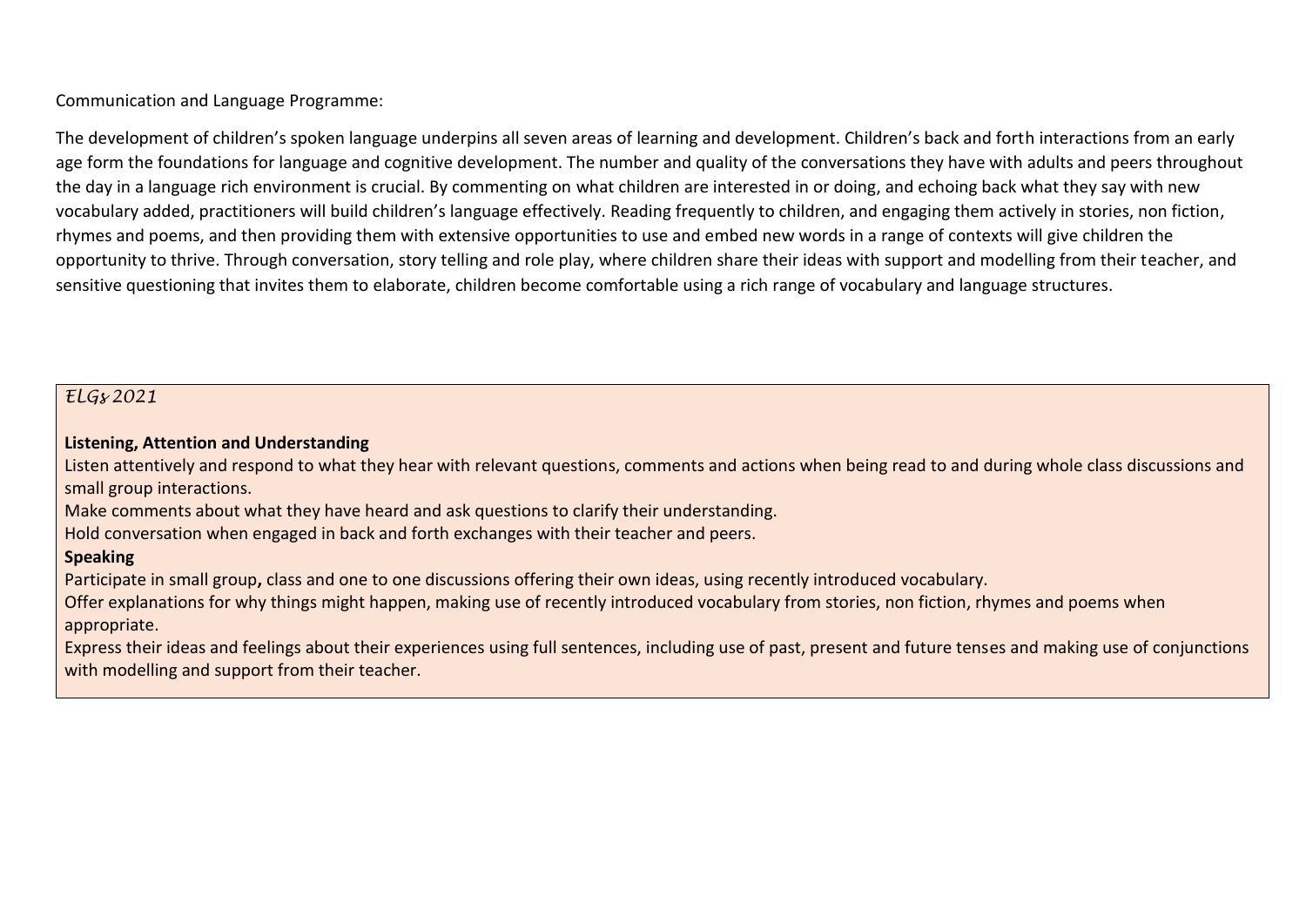Communication and Language Programme:

The development of children's spoken language underpins all seven areas of learning and development. Children's back and forth interactions from an early age form the foundations for language and cognitive development. The number and quality of the conversations they have with adults and peers throughout the day in a language rich environment is crucial. By commenting on what children are interested in or doing, and echoing back what they say with new vocabulary added, practitioners will build children's language effectively. Reading frequently to children, and engaging them actively in stories, non fiction, rhymes and poems, and then providing them with extensive opportunities to use and embed new words in a range of contexts will give children the opportunity to thrive. Through conversation, story telling and role play, where children share their ideas with support and modelling from their teacher, and sensitive questioning that invites them to elaborate, children become comfortable using a rich range of vocabulary and language structures.

*ELGs 2021*

**Listening, Attention and Understanding**

Listen attentively and respond to what they hear with relevant questions, comments and actions when being read to and during whole class discussions and small group interactions.

Make comments about what they have heard and ask questions to clarify their understanding.

Hold conversation when engaged in back and forth exchanges with their teacher and peers.

**Speaking**

Participate in small group**,** class and one to one discussions offering their own ideas, using recently introduced vocabulary.

Offer explanations for why things might happen, making use of recently introduced vocabulary from stories, non fiction, rhymes and poems when appropriate.

Express their ideas and feelings about their experiences using full sentences, including use of past, present and future tenses and making use of conjunctions with modelling and support from their teacher.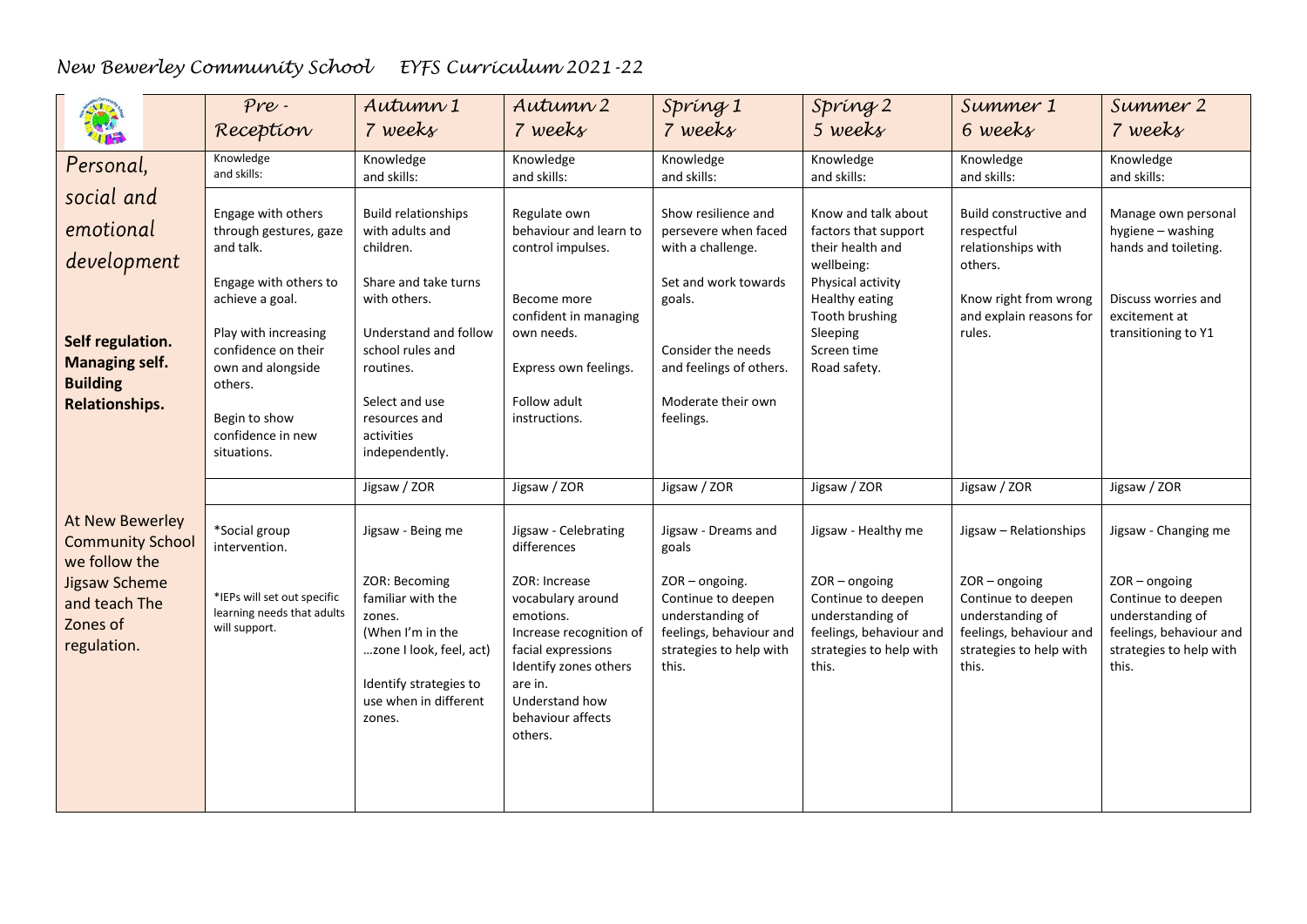# New Bewerley Community School EYFS Curriculum 2021-22

| | Pre - Reception | Autumn 1 7 weeks | Autumn 2 7 weeks | Spring 1 7 weeks | Spring 2 5 weeks | Summer 1 6 weeks | Summer 2 7 weeks |
|---|---|---|---|---|---|---|---|
| Personal, social and emotional development<br><br>**Self regulation. Managing self. Building Relationships.** | Knowledge and skills:<br><br>Engage with others through gestures, gaze and talk.<br><br>Engage with others to achieve a goal.<br><br>Play with increasing confidence on their own and alongside others.<br><br>Begin to show confidence in new situations. | Knowledge and skills:<br><br>Build relationships with adults and children.<br><br>Share and take turns with others.<br><br>Understand and follow school rules and routines.<br><br>Select and use resources and activities independently. | Knowledge and skills:<br><br>Regulate own behaviour and learn to control impulses.<br><br>Become more confident in managing own needs.<br><br>Express own feelings.<br><br>Follow adult instructions. | Knowledge and skills:<br><br>Show resilience and persevere when faced with a challenge.<br><br>Set and work towards goals.<br><br>Consider the needs and feelings of others.<br><br>Moderate their own feelings. | Knowledge and skills:<br><br>Know and talk about factors that support their health and wellbeing:<br>Physical activity<br>Healthy eating<br>Tooth brushing<br>Sleeping<br>Screen time<br>Road safety. | Knowledge and skills:<br><br>Build constructive and respectful relationships with others.<br><br>Know right from wrong and explain reasons for rules. | Knowledge and skills:<br><br>Manage own personal hygiene – washing hands and toileting.<br><br>Discuss worries and excitement at transitioning to Y1 |
| | | Jigsaw / ZOR | Jigsaw / ZOR | Jigsaw / ZOR | Jigsaw / ZOR | Jigsaw / ZOR | Jigsaw / ZOR |
| At New Bewerley Community School we follow the Jigsaw Scheme and teach The Zones of regulation. | *Social group intervention.<br><br>*IEPs will set out specific learning needs that adults will support. | Jigsaw - Being me<br><br>ZOR: Becoming familiar with the zones.<br>(When I'm in the …zone I look, feel, act)<br><br>Identify strategies to use when in different zones. | Jigsaw - Celebrating differences<br><br>ZOR: Increase vocabulary around emotions.<br>Increase recognition of facial expressions<br>Identify zones others are in.<br>Understand how behaviour affects others. | Jigsaw - Dreams and goals<br><br>ZOR – ongoing.<br>Continue to deepen understanding of feelings, behaviour and strategies to help with this. | Jigsaw - Healthy me<br><br>ZOR – ongoing<br>Continue to deepen understanding of feelings, behaviour and strategies to help with this. | Jigsaw – Relationships<br><br>ZOR – ongoing<br>Continue to deepen understanding of feelings, behaviour and strategies to help with this. | Jigsaw - Changing me<br><br>ZOR – ongoing<br>Continue to deepen understanding of feelings, behaviour and strategies to help with this. |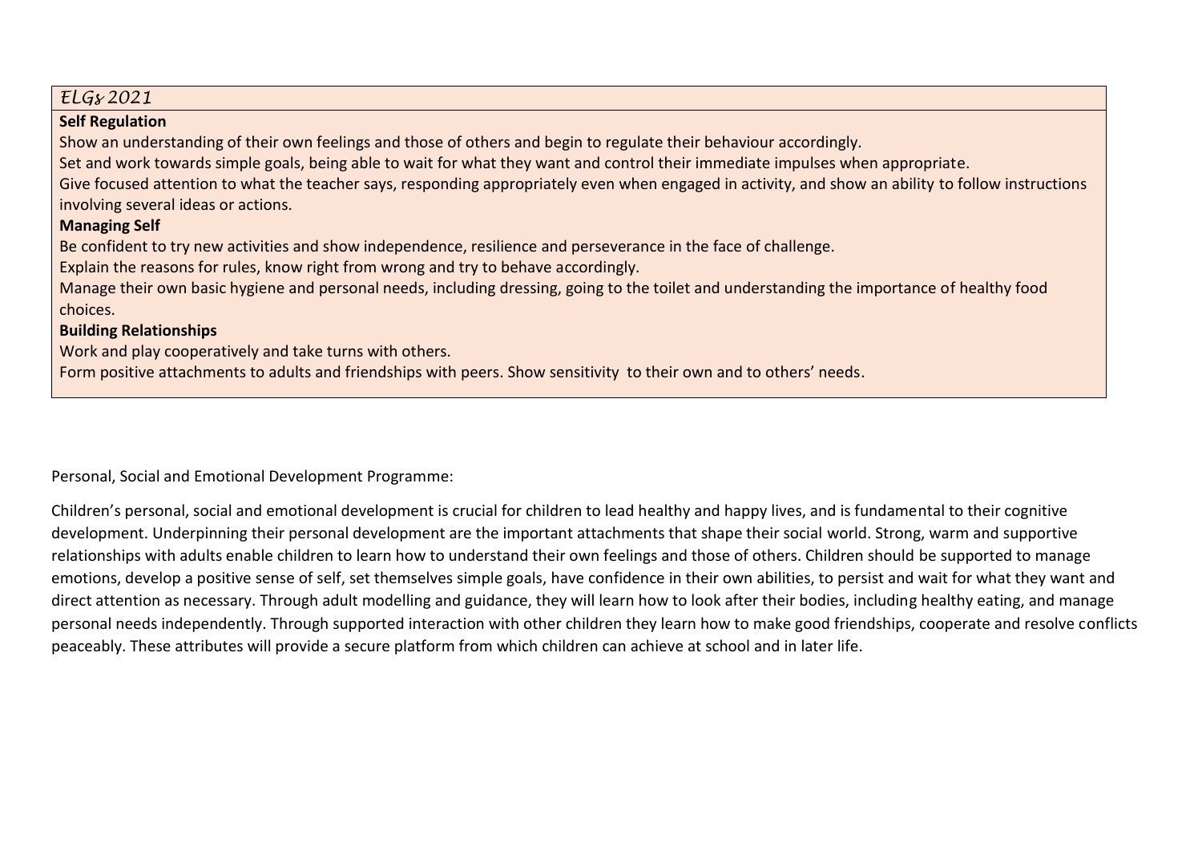*ELGs 2021*

**Self Regulation**

Show an understanding of their own feelings and those of others and begin to regulate their behaviour accordingly.

Set and work towards simple goals, being able to wait for what they want and control their immediate impulses when appropriate.

Give focused attention to what the teacher says, responding appropriately even when engaged in activity, and show an ability to follow instructions involving several ideas or actions.

**Managing Self**

Be confident to try new activities and show independence, resilience and perseverance in the face of challenge.

Explain the reasons for rules, know right from wrong and try to behave accordingly.

Manage their own basic hygiene and personal needs, including dressing, going to the toilet and understanding the importance of healthy food choices.

**Building Relationships**

Work and play cooperatively and take turns with others.

Form positive attachments to adults and friendships with peers. Show sensitivity to their own and to others' needs.

Personal, Social and Emotional Development Programme:

Children's personal, social and emotional development is crucial for children to lead healthy and happy lives, and is fundamental to their cognitive development. Underpinning their personal development are the important attachments that shape their social world. Strong, warm and supportive relationships with adults enable children to learn how to understand their own feelings and those of others. Children should be supported to manage emotions, develop a positive sense of self, set themselves simple goals, have confidence in their own abilities, to persist and wait for what they want and direct attention as necessary. Through adult modelling and guidance, they will learn how to look after their bodies, including healthy eating, and manage personal needs independently. Through supported interaction with other children they learn how to make good friendships, cooperate and resolve conflicts peaceably. These attributes will provide a secure platform from which children can achieve at school and in later life.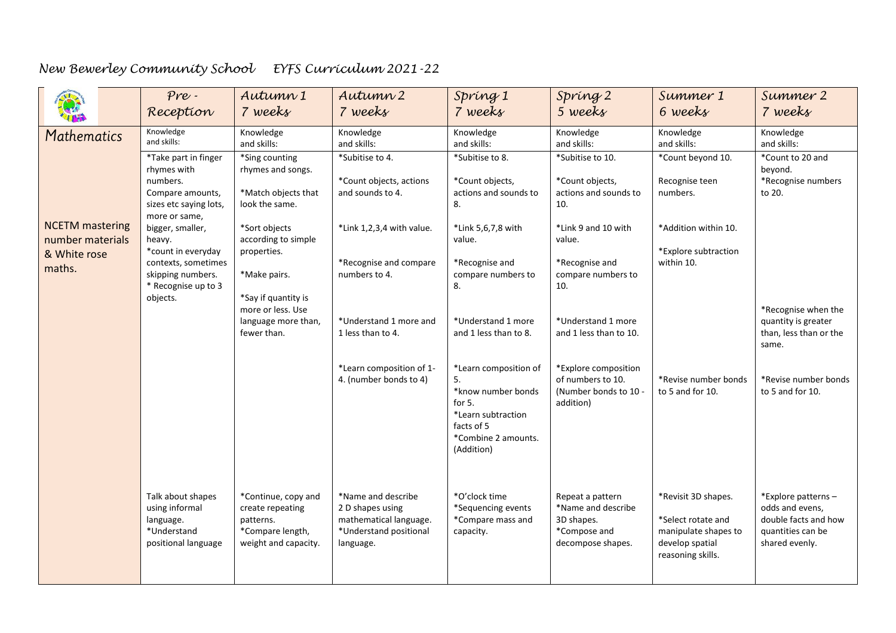# New Bewerley Community School    EYFS Curriculum 2021-22

| | Pre - Reception | Autumn 1 7 weeks | Autumn 2 7 weeks | Spring 1 7 weeks | Spring 2 5 weeks | Summer 1 6 weeks | Summer 2 7 weeks |
|---|---|---|---|---|---|---|---|
| Mathematics | Knowledge and skills: | Knowledge and skills: | Knowledge and skills: | Knowledge and skills: | Knowledge and skills: | Knowledge and skills: | Knowledge and skills: |
| NCETM mastering number materials & White rose maths. | *Take part in finger rhymes with numbers.<br>Compare amounts, sizes etc saying lots, more or same, bigger, smaller, heavy.<br>*count in everyday contexts, sometimes skipping numbers.<br>* Recognise up to 3 objects. | *Sing counting rhymes and songs.<br>*Match objects that look the same.<br>*Sort objects according to simple properties.<br>*Make pairs.<br>*Say if quantity is more or less. Use language more than, fewer than. | *Subitise to 4.<br>*Count objects, actions and sounds to 4.<br>*Link 1,2,3,4 with value.<br>*Recognise and compare numbers to 4.<br>*Understand 1 more and 1 less than to 4.<br>*Learn composition of 1-4. (number bonds to 4) | *Subitise to 8.<br>*Count objects, actions and sounds to 8.<br>*Link 5,6,7,8 with value.<br>*Recognise and compare numbers to 8.<br>*Understand 1 more and 1 less than to 8.<br>*Learn composition of 5.<br>*know number bonds for 5.<br>*Learn subtraction facts of 5<br>*Combine 2 amounts. (Addition) | *Subitise to 10.<br>*Count objects, actions and sounds to 10.<br>*Link 9 and 10 with value.<br>*Recognise and compare numbers to 10.<br>*Understand 1 more and 1 less than to 10.<br>*Explore composition of numbers to 10. (Number bonds to 10 - addition) | *Count beyond 10.<br>Recognise teen numbers.<br>*Addition within 10.<br>*Explore subtraction within 10.<br>*Revise number bonds to 5 and for 10. | *Count to 20 and beyond.<br>*Recognise numbers to 20.<br>*Recognise when the quantity is greater than, less than or the same.<br>*Revise number bonds to 5 and for 10. |
| | Talk about shapes using informal language.<br>*Understand positional language | *Continue, copy and create repeating patterns.<br>*Compare length, weight and capacity. | *Name and describe 2 D shapes using mathematical language.<br>*Understand positional language. | *O'clock time<br>*Sequencing events<br>*Compare mass and capacity. | Repeat a pattern<br>*Name and describe 3D shapes.<br>*Compose and decompose shapes. | *Revisit 3D shapes.<br>*Select rotate and manipulate shapes to develop spatial reasoning skills. | *Explore patterns – odds and evens, double facts and how quantities can be shared evenly. |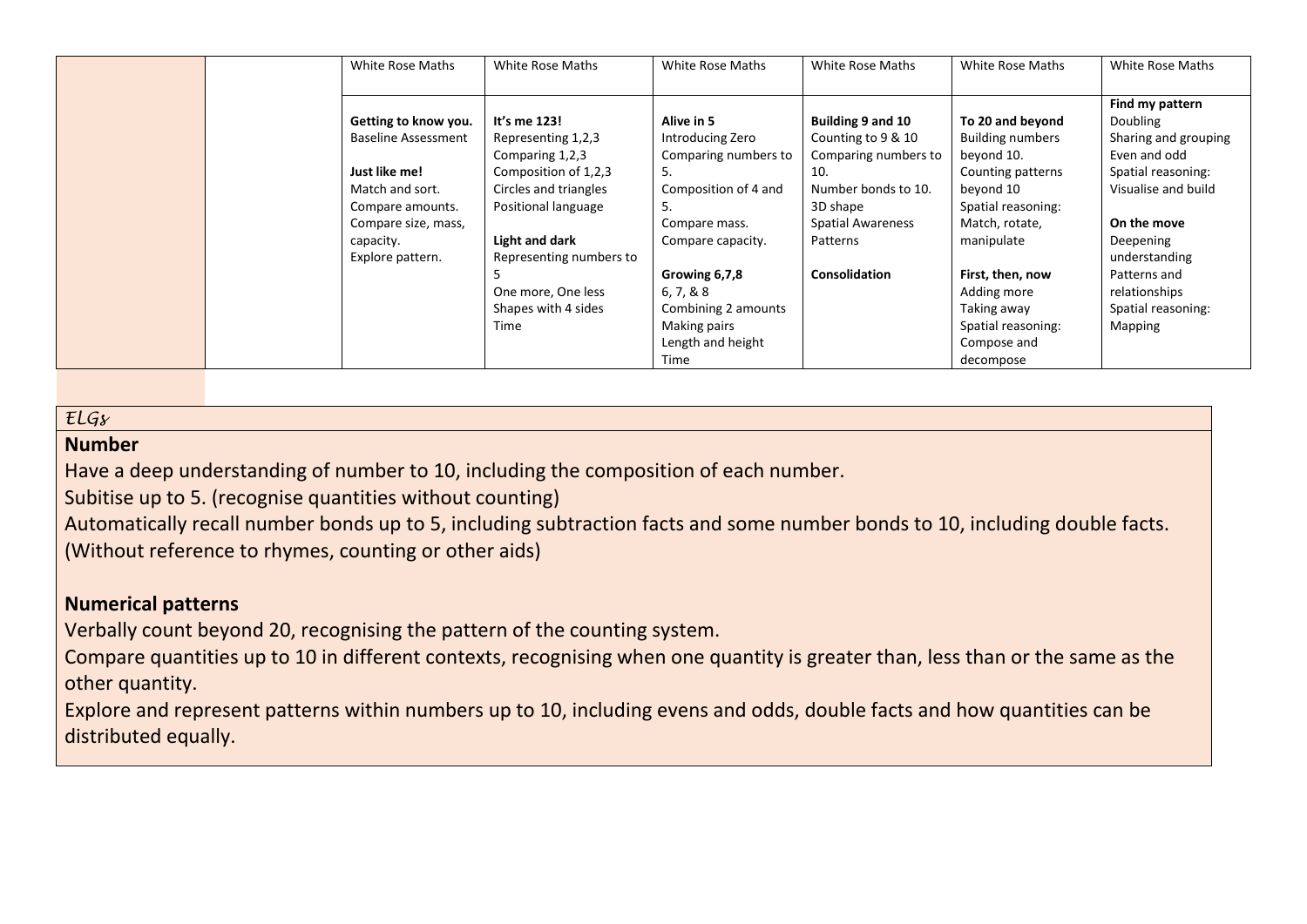| | | White Rose Maths | White Rose Maths | White Rose Maths | White Rose Maths | White Rose Maths | White Rose Maths |
|---|---|---|---|---|---|---|---|
| | | **Getting to know you.**<br>Baseline Assessment<br><br>**Just like me!**<br>Match and sort.<br>Compare amounts.<br>Compare size, mass, capacity.<br>Explore pattern. | **It's me 123!**<br>Representing 1,2,3<br>Comparing 1,2,3<br>Composition of 1,2,3<br>Circles and triangles<br>Positional language<br><br>**Light and dark**<br>Representing numbers to 5<br>One more, One less<br>Shapes with 4 sides<br>Time | **Alive in 5**<br>Introducing Zero<br>Comparing numbers to 5.<br>Composition of 4 and 5.<br>Compare mass.<br>Compare capacity.<br><br>**Growing 6,7,8**<br>6, 7, & 8<br>Combining 2 amounts<br>Making pairs<br>Length and height<br>Time | **Building 9 and 10**<br>Counting to 9 & 10<br>Comparing numbers to 10.<br>Number bonds to 10.<br>3D shape<br>Spatial Awareness<br>Patterns<br><br>**Consolidation** | **To 20 and beyond**<br>Building numbers beyond 10.<br>Counting patterns beyond 10<br>Spatial reasoning: Match, rotate, manipulate<br><br>**First, then, now**<br>Adding more<br>Taking away<br>Spatial reasoning: Compose and decompose | **Find my pattern**<br>Doubling<br>Sharing and grouping<br>Even and odd<br>Spatial reasoning: Visualise and build<br><br>**On the move**<br>Deepening understanding<br>Patterns and relationships<br>Spatial reasoning: Mapping |

*ELGs*

**Number**

Have a deep understanding of number to 10, including the composition of each number.

Subitise up to 5. (recognise quantities without counting)

Automatically recall number bonds up to 5, including subtraction facts and some number bonds to 10, including double facts. (Without reference to rhymes, counting or other aids)

**Numerical patterns**

Verbally count beyond 20, recognising the pattern of the counting system.

Compare quantities up to 10 in different contexts, recognising when one quantity is greater than, less than or the same as the other quantity.

Explore and represent patterns within numbers up to 10, including evens and odds, double facts and how quantities can be distributed equally.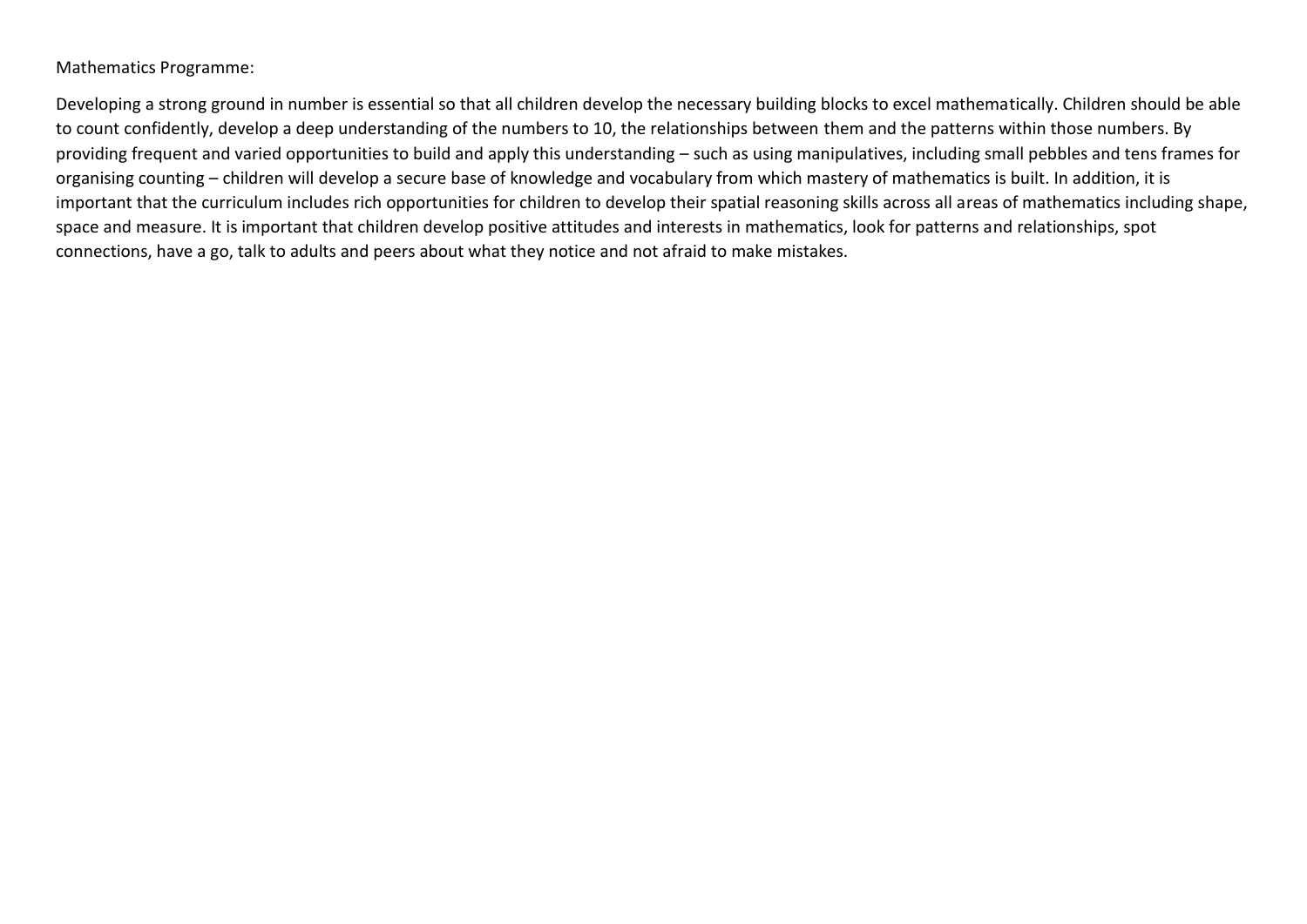Mathematics Programme:

Developing a strong ground in number is essential so that all children develop the necessary building blocks to excel mathematically. Children should be able to count confidently, develop a deep understanding of the numbers to 10, the relationships between them and the patterns within those numbers. By providing frequent and varied opportunities to build and apply this understanding – such as using manipulatives, including small pebbles and tens frames for organising counting – children will develop a secure base of knowledge and vocabulary from which mastery of mathematics is built. In addition, it is important that the curriculum includes rich opportunities for children to develop their spatial reasoning skills across all areas of mathematics including shape, space and measure. It is important that children develop positive attitudes and interests in mathematics, look for patterns and relationships, spot connections, have a go, talk to adults and peers about what they notice and not afraid to make mistakes.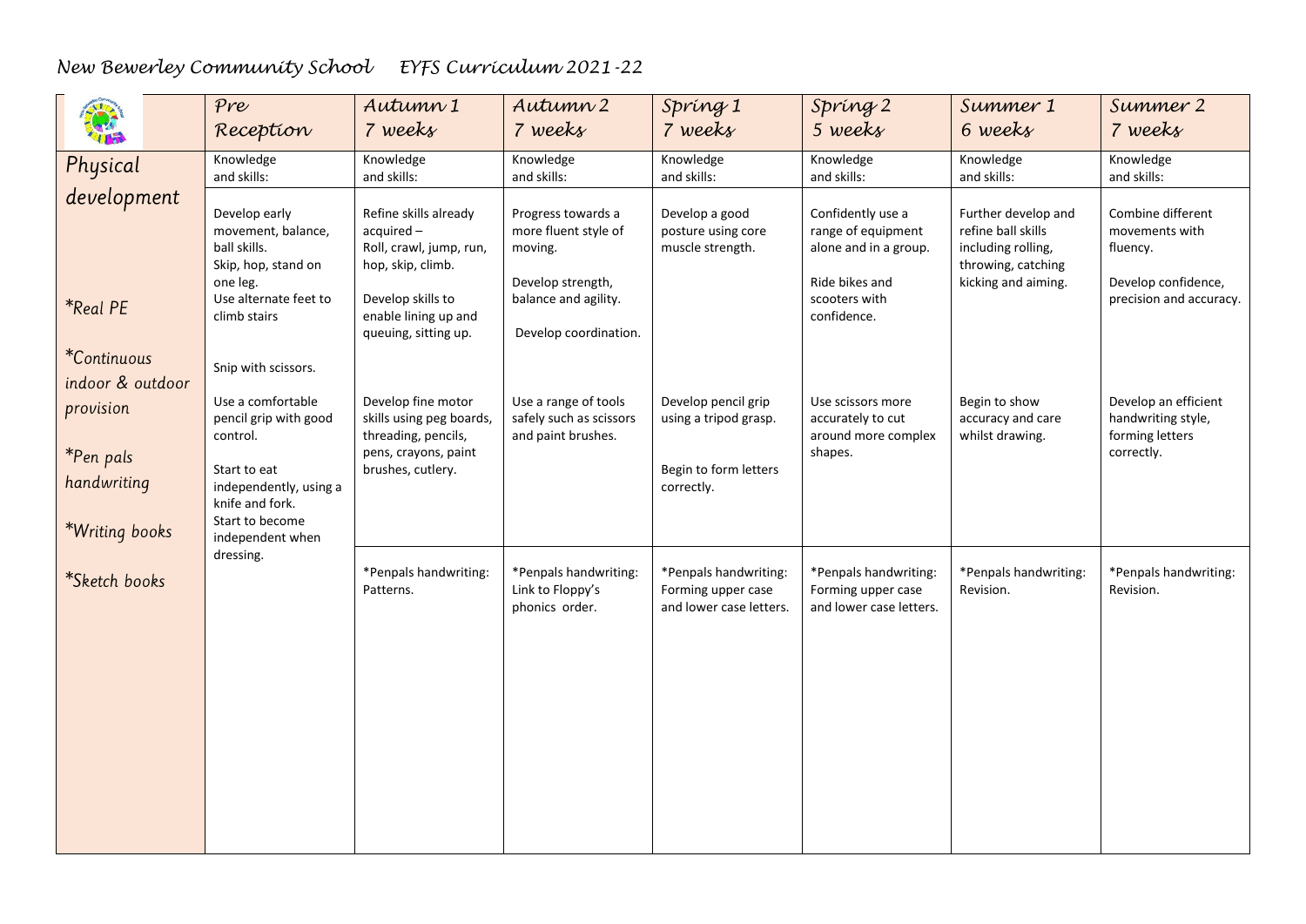# New Bewerley Community School EYFS Curriculum 2021-22

| | Pre Reception | Autumn 1 7 weeks | Autumn 2 7 weeks | Spring 1 7 weeks | Spring 2 5 weeks | Summer 1 6 weeks | Summer 2 7 weeks |
|---|---|---|---|---|---|---|---|
| Physical development<br><br>*Real PE<br><br>*Continuous indoor & outdoor provision<br><br>*Pen pals handwriting<br><br>*Writing books<br><br>*Sketch books | Knowledge and skills:<br><br>Develop early movement, balance, ball skills.<br>Skip, hop, stand on one leg.<br>Use alternate feet to climb stairs<br><br>Snip with scissors.<br><br>Use a comfortable pencil grip with good control.<br><br>Start to eat independently, using a knife and fork.<br>Start to become independent when dressing. | Knowledge and skills:<br><br>Refine skills already acquired –<br>Roll, crawl, jump, run, hop, skip, climb.<br><br>Develop skills to enable lining up and queuing, sitting up.<br><br>Develop fine motor skills using peg boards, threading, pencils, pens, crayons, paint brushes, cutlery.<br><br>*Penpals handwriting: Patterns. | Knowledge and skills:<br><br>Progress towards a more fluent style of moving.<br><br>Develop strength, balance and agility.<br><br>Develop coordination.<br><br>Use a range of tools safely such as scissors and paint brushes.<br><br>*Penpals handwriting: Link to Floppy's phonics order. | Knowledge and skills:<br><br>Develop a good posture using core muscle strength.<br><br>Develop pencil grip using a tripod grasp.<br><br>Begin to form letters correctly.<br><br>*Penpals handwriting: Forming upper case and lower case letters. | Knowledge and skills:<br><br>Confidently use a range of equipment alone and in a group.<br><br>Ride bikes and scooters with confidence.<br><br>Use scissors more accurately to cut around more complex shapes.<br><br>*Penpals handwriting: Forming upper case and lower case letters. | Knowledge and skills:<br><br>Further develop and refine ball skills including rolling, throwing, catching kicking and aiming.<br><br>Begin to show accuracy and care whilst drawing.<br><br>*Penpals handwriting: Revision. | Knowledge and skills:<br><br>Combine different movements with fluency.<br><br>Develop confidence, precision and accuracy.<br><br>Develop an efficient handwriting style, forming letters correctly.<br><br>*Penpals handwriting: Revision. |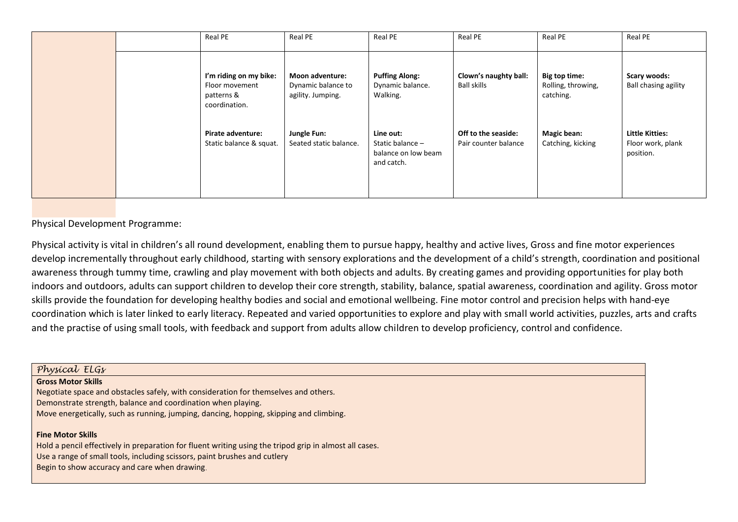| | | | | | | | |
|---|---|---|---|---|---|---|---|
| | | Real PE | Real PE | Real PE | Real PE | Real PE | Real PE |
| | | **I'm riding on my bike:** Floor movement patterns & coordination.<br><br>**Pirate adventure:** Static balance & squat. | **Moon adventure:** Dynamic balance to agility. Jumping.<br><br>**Jungle Fun:** Seated static balance. | **Puffing Along:** Dynamic balance. Walking.<br><br>**Line out:** Static balance – balance on low beam and catch. | **Clown's naughty ball:** Ball skills<br><br>**Off to the seaside:** Pair counter balance | **Big top time:** Rolling, throwing, catching.<br><br>**Magic bean:** Catching, kicking | **Scary woods:** Ball chasing agility<br><br>**Little Kitties:** Floor work, plank position. |

Physical Development Programme:

Physical activity is vital in children's all round development, enabling them to pursue happy, healthy and active lives, Gross and fine motor experiences develop incrementally throughout early childhood, starting with sensory explorations and the development of a child's strength, coordination and positional awareness through tummy time, crawling and play movement with both objects and adults. By creating games and providing opportunities for play both indoors and outdoors, adults can support children to develop their core strength, stability, balance, spatial awareness, coordination and agility. Gross motor skills provide the foundation for developing healthy bodies and social and emotional wellbeing. Fine motor control and precision helps with hand-eye coordination which is later linked to early literacy. Repeated and varied opportunities to explore and play with small world activities, puzzles, arts and crafts and the practise of using small tools, with feedback and support from adults allow children to develop proficiency, control and confidence.

| *Physical ELGs* |
|---|
| **Gross Motor Skills**<br>Negotiate space and obstacles safely, with consideration for themselves and others.<br>Demonstrate strength, balance and coordination when playing.<br>Move energetically, such as running, jumping, dancing, hopping, skipping and climbing.<br><br>**Fine Motor Skills**<br>Hold a pencil effectively in preparation for fluent writing using the tripod grip in almost all cases.<br>Use a range of small tools, including scissors, paint brushes and cutlery<br>Begin to show accuracy and care when drawing. |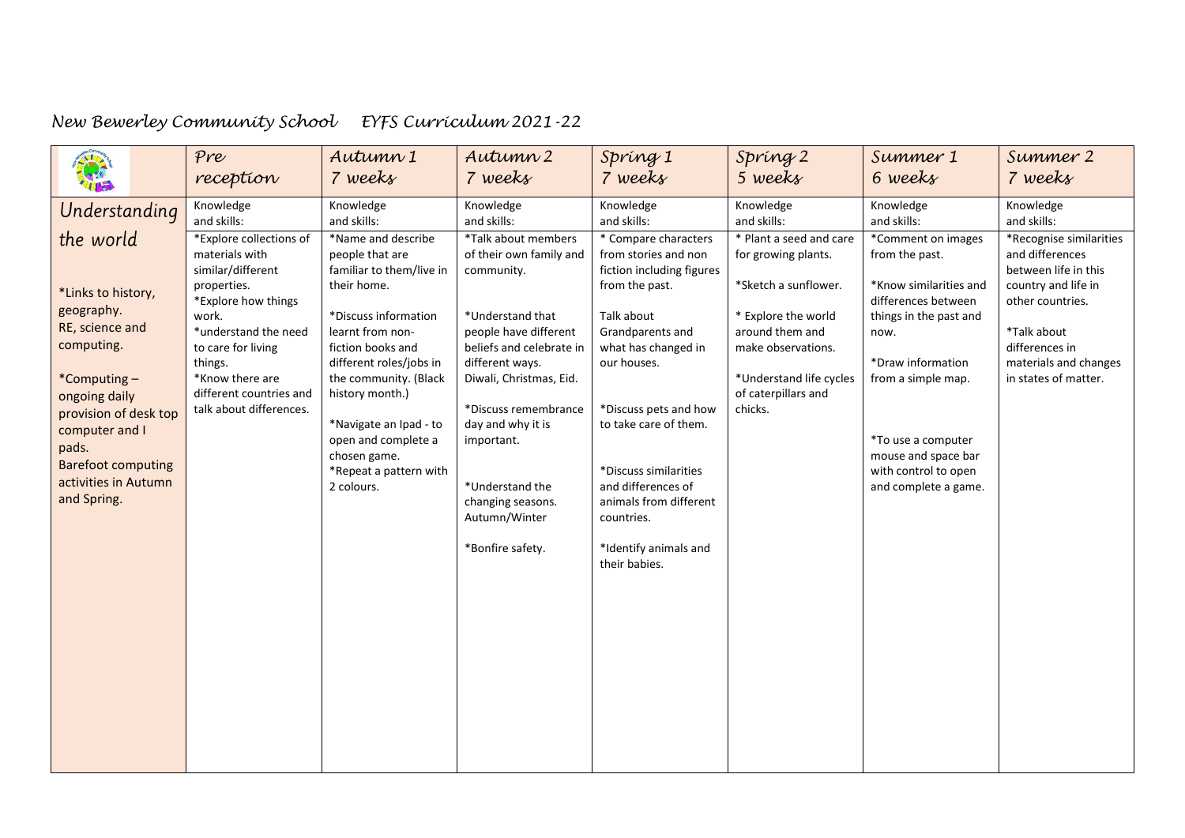# New Bewerley Community School EYFS Curriculum 2021-22

| | Pre reception | Autumn 1 7 weeks | Autumn 2 7 weeks | Spring 1 7 weeks | Spring 2 5 weeks | Summer 1 6 weeks | Summer 2 7 weeks |
|---|---|---|---|---|---|---|---|
| **Understanding the world**<br><br>*Links to history, geography. RE, science and computing.<br><br>*Computing – ongoing daily provision of desk top computer and I pads. Barefoot computing activities in Autumn and Spring. | Knowledge and skills:<br>*Explore collections of materials with similar/different properties.<br>*Explore how things work.<br>*understand the need to care for living things.<br>*Know there are different countries and talk about differences. | Knowledge and skills:<br>*Name and describe people that are familiar to them/live in their home.<br><br>*Discuss information learnt from non-fiction books and different roles/jobs in the community. (Black history month.)<br><br>*Navigate an Ipad - to open and complete a chosen game.<br>*Repeat a pattern with 2 colours. | Knowledge and skills:<br>*Talk about members of their own family and community.<br><br>*Understand that people have different beliefs and celebrate in different ways. Diwali, Christmas, Eid.<br><br>*Discuss remembrance day and why it is important.<br><br>*Understand the changing seasons. Autumn/Winter<br><br>*Bonfire safety. | Knowledge and skills:<br>* Compare characters from stories and non fiction including figures from the past.<br><br>Talk about Grandparents and what has changed in our houses.<br><br>*Discuss pets and how to take care of them.<br><br>*Discuss similarities and differences of animals from different countries.<br><br>*Identify animals and their babies. | Knowledge and skills:<br>* Plant a seed and care for growing plants.<br><br>*Sketch a sunflower.<br><br>* Explore the world around them and make observations.<br><br>*Understand life cycles of caterpillars and chicks. | Knowledge and skills:<br>*Comment on images from the past.<br><br>*Know similarities and differences between things in the past and now.<br><br>*Draw information from a simple map.<br><br>*To use a computer mouse and space bar with control to open and complete a game. | Knowledge and skills:<br>*Recognise similarities and differences between life in this country and life in other countries.<br><br>*Talk about differences in materials and changes in states of matter. |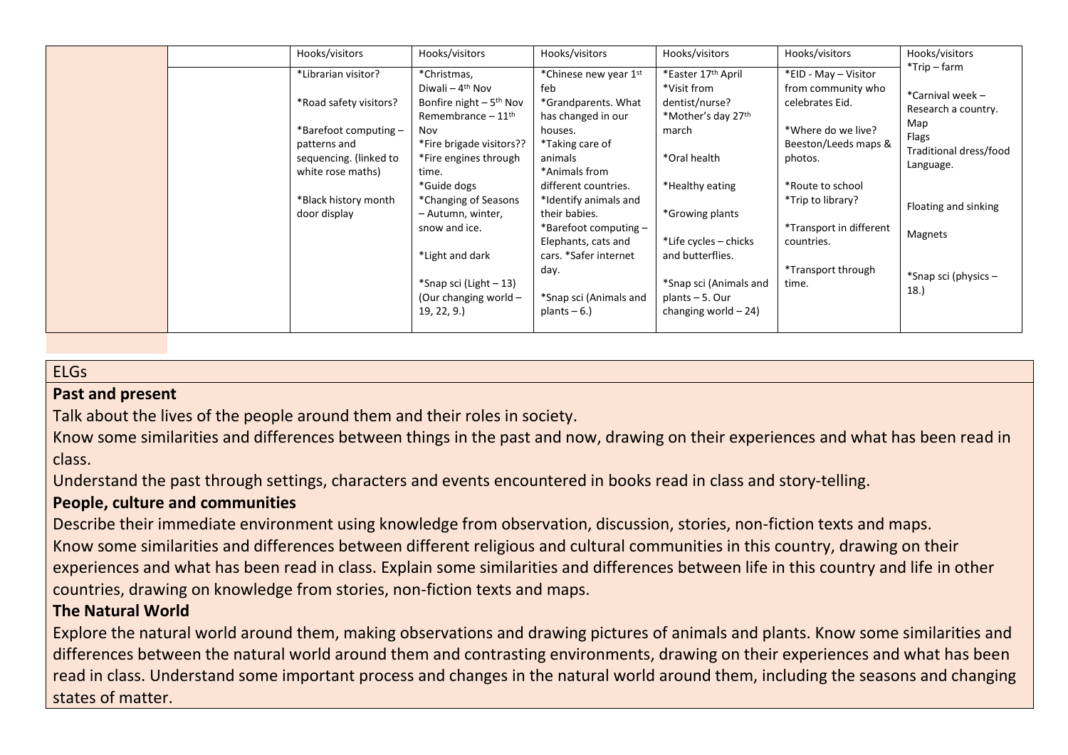| | | Hooks/visitors | Hooks/visitors | Hooks/visitors | Hooks/visitors | Hooks/visitors | Hooks/visitors |
|---|---|---|---|---|---|---|---|
| | | *Librarian visitor?<br><br>*Road safety visitors?<br><br>*Barefoot computing – patterns and sequencing. (linked to white rose maths)<br><br>*Black history month door display | *Christmas,<br>Diwali – 4th Nov<br>Bonfire night – 5th Nov<br>Remembrance – 11th Nov<br>*Fire brigade visitors??<br>*Fire engines through time.<br>*Guide dogs<br>*Changing of Seasons – Autumn, winter, snow and ice.<br><br>*Light and dark<br><br>*Snap sci (Light – 13)<br>(Our changing world – 19, 22, 9.) | *Chinese new year 1st feb<br>*Grandparents. What has changed in our houses.<br>*Taking care of animals<br>*Animals from different countries.<br>*Identify animals and their babies.<br>*Barefoot computing – Elephants, cats and cars. *Safer internet day.<br><br>*Snap sci (Animals and plants – 6.) | *Easter 17th April<br>*Visit from dentist/nurse?<br>*Mother's day 27th march<br><br>*Oral health<br><br>*Healthy eating<br><br>*Growing plants<br><br>*Life cycles – chicks and butterflies.<br><br>*Snap sci (Animals and plants – 5. Our changing world – 24) | *EID - May – Visitor from community who celebrates Eid.<br><br>*Where do we live? Beeston/Leeds maps & photos.<br><br>*Route to school<br>*Trip to library?<br><br>*Transport in different countries.<br><br>*Transport through time. | *Trip – farm<br><br>*Carnival week – Research a country.<br>Map<br>Flags<br>Traditional dress/food<br>Language.<br><br>Floating and sinking<br><br>Magnets<br><br>*Snap sci (physics – 18.) |

ELGs

**Past and present**

Talk about the lives of the people around them and their roles in society.

Know some similarities and differences between things in the past and now, drawing on their experiences and what has been read in class.

Understand the past through settings, characters and events encountered in books read in class and story-telling.

**People, culture and communities**

Describe their immediate environment using knowledge from observation, discussion, stories, non-fiction texts and maps.

Know some similarities and differences between different religious and cultural communities in this country, drawing on their experiences and what has been read in class. Explain some similarities and differences between life in this country and life in other countries, drawing on knowledge from stories, non-fiction texts and maps.

**The Natural World**

Explore the natural world around them, making observations and drawing pictures of animals and plants. Know some similarities and differences between the natural world around them and contrasting environments, drawing on their experiences and what has been read in class. Understand some important process and changes in the natural world around them, including the seasons and changing states of matter.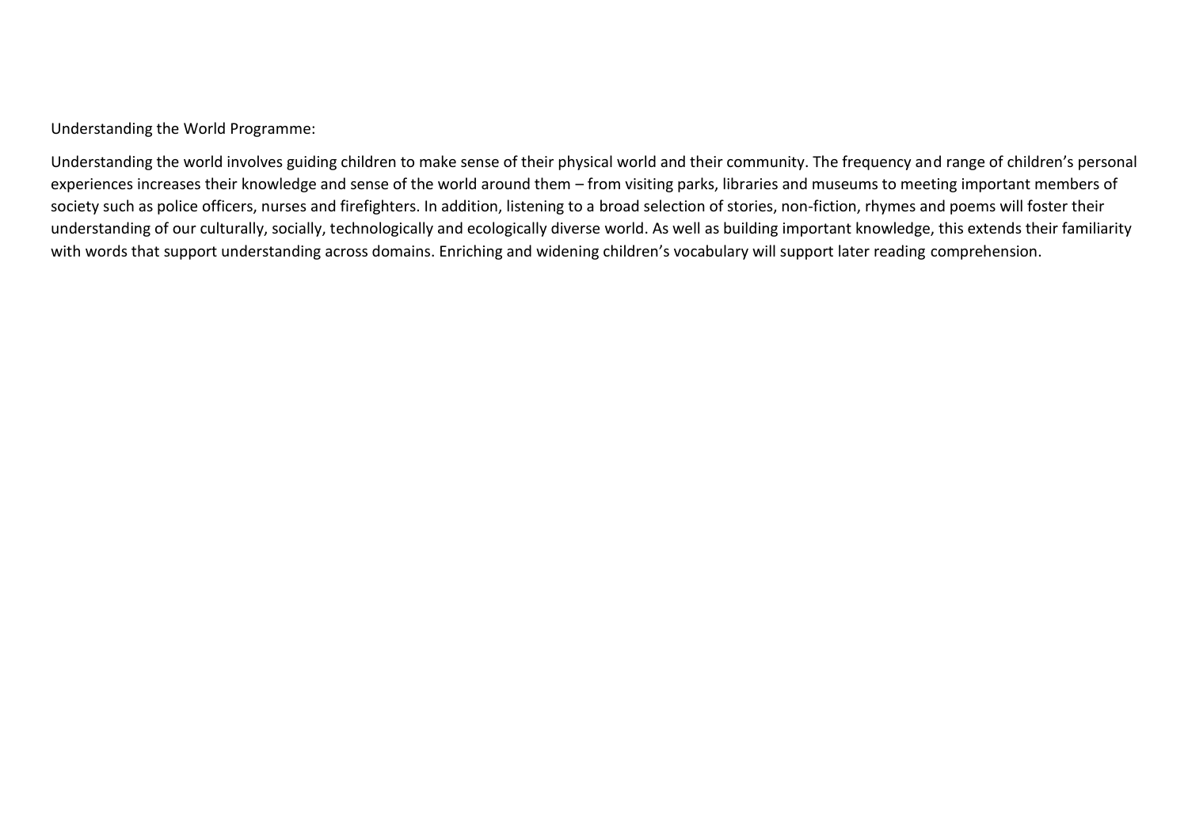Understanding the World Programme:

Understanding the world involves guiding children to make sense of their physical world and their community. The frequency and range of children's personal experiences increases their knowledge and sense of the world around them – from visiting parks, libraries and museums to meeting important members of society such as police officers, nurses and firefighters. In addition, listening to a broad selection of stories, non-fiction, rhymes and poems will foster their understanding of our culturally, socially, technologically and ecologically diverse world. As well as building important knowledge, this extends their familiarity with words that support understanding across domains. Enriching and widening children's vocabulary will support later reading comprehension.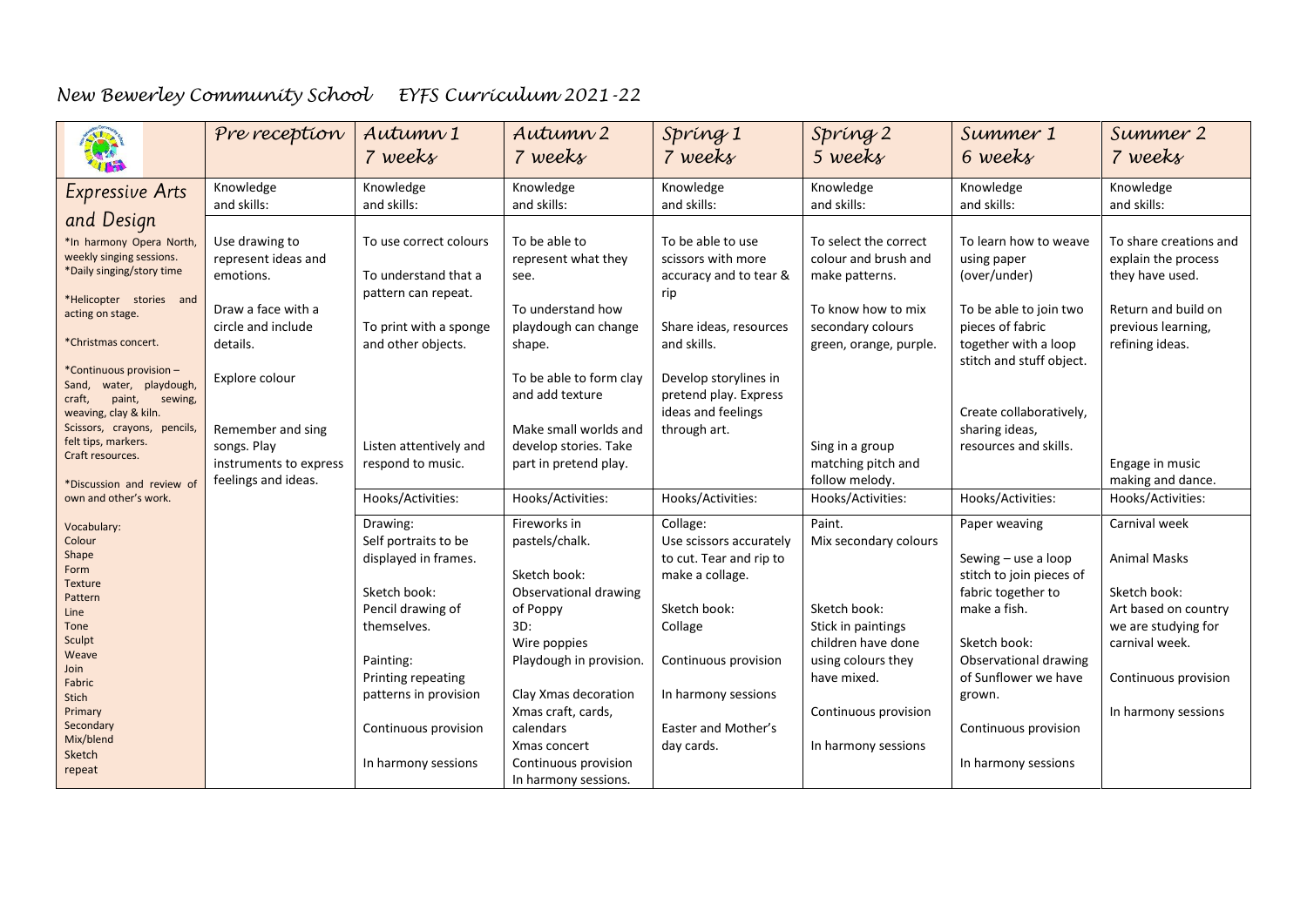# New Bewerley Community School EYFS Curriculum 2021-22

| | Pre reception | Autumn 1 7 weeks | Autumn 2 7 weeks | Spring 1 7 weeks | Spring 2 5 weeks | Summer 1 6 weeks | Summer 2 7 weeks |
|---|---|---|---|---|---|---|---|
| **Expressive Arts and Design** | Knowledge and skills: | Knowledge and skills: | Knowledge and skills: | Knowledge and skills: | Knowledge and skills: | Knowledge and skills: | Knowledge and skills: |
| *In harmony Opera North, weekly singing sessions.<br>*Daily singing/story time<br><br>*Helicopter stories and acting on stage.<br><br>*Christmas concert.<br><br>*Continuous provision – Sand, water, playdough, craft, paint, sewing, weaving, clay & kiln.<br>Scissors, crayons, pencils, felt tips, markers.<br>Craft resources.<br><br>*Discussion and review of own and other's work. | Use drawing to represent ideas and emotions.<br><br>Draw a face with a circle and include details.<br><br>Explore colour<br><br>Remember and sing songs. Play instruments to express feelings and ideas. | To use correct colours<br><br>To understand that a pattern can repeat.<br><br>To print with a sponge and other objects.<br><br>Listen attentively and respond to music. | To be able to represent what they see.<br><br>To understand how playdough can change shape.<br><br>To be able to form clay and add texture<br><br>Make small worlds and develop stories. Take part in pretend play. | To be able to use scissors with more accuracy and to tear & rip<br><br>Share ideas, resources and skills.<br><br>Develop storylines in pretend play. Express ideas and feelings through art. | To select the correct colour and brush and make patterns.<br><br>To know how to mix secondary colours green, orange, purple.<br><br>Sing in a group matching pitch and follow melody. | To learn how to weave using paper (over/under)<br><br>To be able to join two pieces of fabric together with a loop stitch and stuff object.<br><br>Create collaboratively, sharing ideas, resources and skills. | To share creations and explain the process they have used.<br><br>Return and build on previous learning, refining ideas.<br><br>Engage in music making and dance. |
| | | Hooks/Activities: | Hooks/Activities: | Hooks/Activities: | Hooks/Activities: | Hooks/Activities: | Hooks/Activities: |
| Vocabulary:<br>Colour<br>Shape<br>Form<br>Texture<br>Pattern<br>Line<br>Tone<br>Sculpt<br>Weave<br>Join<br>Fabric<br>Stich<br>Primary<br>Secondary<br>Mix/blend<br>Sketch<br>repeat | | Drawing:<br>Self portraits to be displayed in frames.<br><br>Sketch book:<br>Pencil drawing of themselves.<br><br>Painting:<br>Printing repeating patterns in provision<br><br>Continuous provision<br><br>In harmony sessions | Fireworks in pastels/chalk.<br><br>Sketch book:<br>Observational drawing of Poppy<br>3D:<br>Wire poppies<br>Playdough in provision.<br><br>Clay Xmas decoration<br>Xmas craft, cards, calendars<br>Xmas concert<br>Continuous provision<br>In harmony sessions. | Collage:<br>Use scissors accurately to cut. Tear and rip to make a collage.<br><br>Sketch book:<br>Collage<br><br>Continuous provision<br><br>In harmony sessions<br><br>Easter and Mother's day cards. | Paint.<br>Mix secondary colours<br><br>Sketch book:<br>Stick in paintings children have done using colours they have mixed.<br><br>Continuous provision<br><br>In harmony sessions | Paper weaving<br><br>Sewing – use a loop stitch to join pieces of fabric together to make a fish.<br><br>Sketch book:<br>Observational drawing of Sunflower we have grown.<br><br>Continuous provision<br><br>In harmony sessions | Carnival week<br><br>Animal Masks<br><br>Sketch book:<br>Art based on country we are studying for carnival week.<br><br>Continuous provision<br><br>In harmony sessions |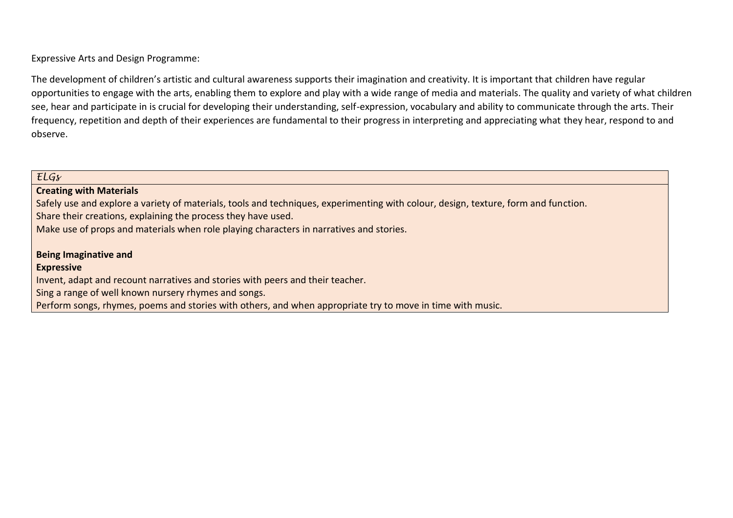Expressive Arts and Design Programme:

The development of children's artistic and cultural awareness supports their imagination and creativity. It is important that children have regular opportunities to engage with the arts, enabling them to explore and play with a wide range of media and materials. The quality and variety of what children see, hear and participate in is crucial for developing their understanding, self-expression, vocabulary and ability to communicate through the arts. Their frequency, repetition and depth of their experiences are fundamental to their progress in interpreting and appreciating what they hear, respond to and observe.

| *ELGs* |
| --- |
| **Creating with Materials**<br>Safely use and explore a variety of materials, tools and techniques, experimenting with colour, design, texture, form and function.<br>Share their creations, explaining the process they have used.<br>Make use of props and materials when role playing characters in narratives and stories.<br><br>**Being Imaginative and Expressive**<br>Invent, adapt and recount narratives and stories with peers and their teacher.<br>Sing a range of well known nursery rhymes and songs.<br>Perform songs, rhymes, poems and stories with others, and when appropriate try to move in time with music. |